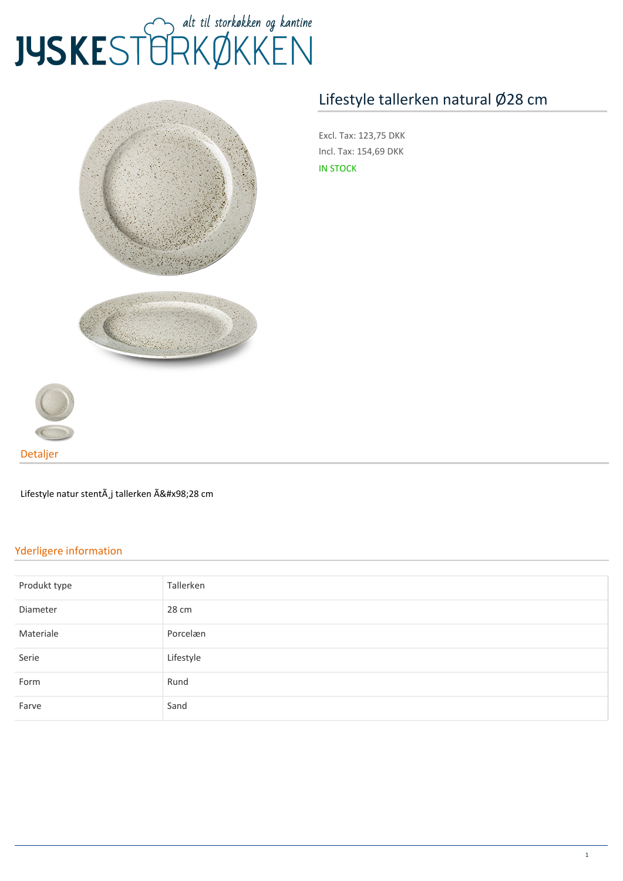# Lifestyle tallerken natural Ø28 cm

Excl. Tax: 123,75 DKK

Incl. Tax: 154,69 DKK

IN STOCK

## Detaljer

Lifestyle natur stentÃ¸j tallerken Ã&#x98;28 cm

## Yderligere information

| | |
|---|---|
| Produkt type | Tallerken |
| Diameter | 28 cm |
| Materiale | Porcelæn |
| Serie | Lifestyle |
| Form | Rund |
| Farve | Sand |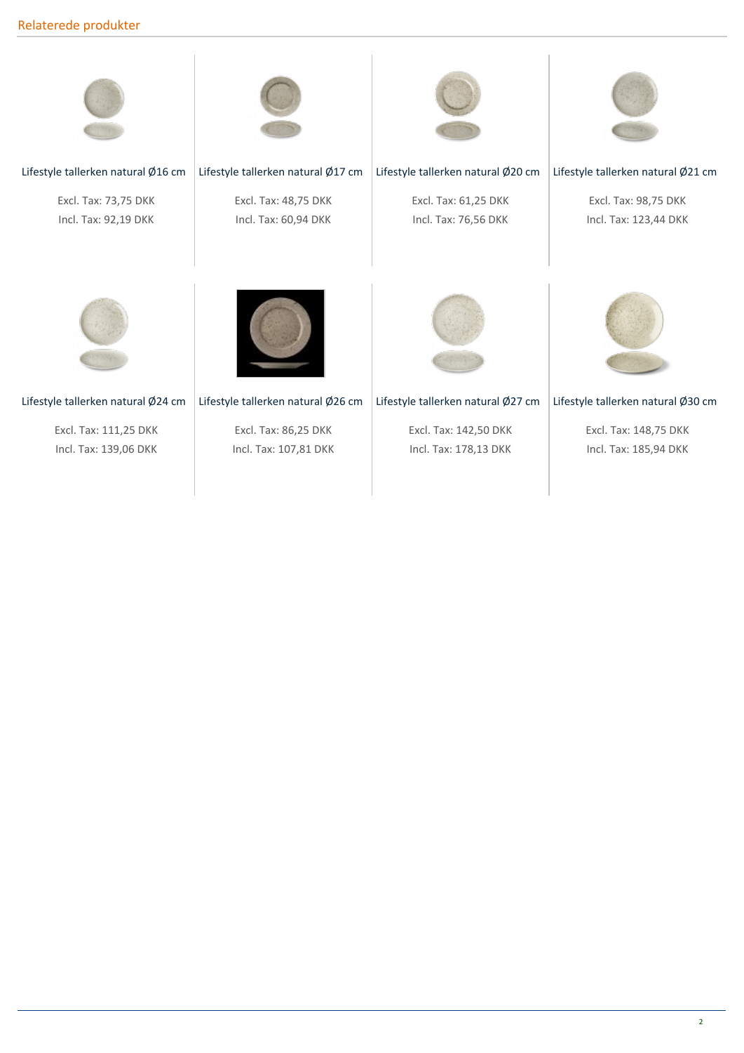## Relaterede produkter

Lifestyle tallerken natural Ø16 cm

Excl. Tax: 73,75 DKK
Incl. Tax: 92,19 DKK

Lifestyle tallerken natural Ø17 cm

Excl. Tax: 48,75 DKK
Incl. Tax: 60,94 DKK

Lifestyle tallerken natural Ø20 cm

Excl. Tax: 61,25 DKK
Incl. Tax: 76,56 DKK

Lifestyle tallerken natural Ø21 cm

Excl. Tax: 98,75 DKK
Incl. Tax: 123,44 DKK

Lifestyle tallerken natural Ø24 cm

Excl. Tax: 111,25 DKK
Incl. Tax: 139,06 DKK

Lifestyle tallerken natural Ø26 cm

Excl. Tax: 86,25 DKK
Incl. Tax: 107,81 DKK

Lifestyle tallerken natural Ø27 cm

Excl. Tax: 142,50 DKK
Incl. Tax: 178,13 DKK

Lifestyle tallerken natural Ø30 cm

Excl. Tax: 148,75 DKK
Incl. Tax: 185,94 DKK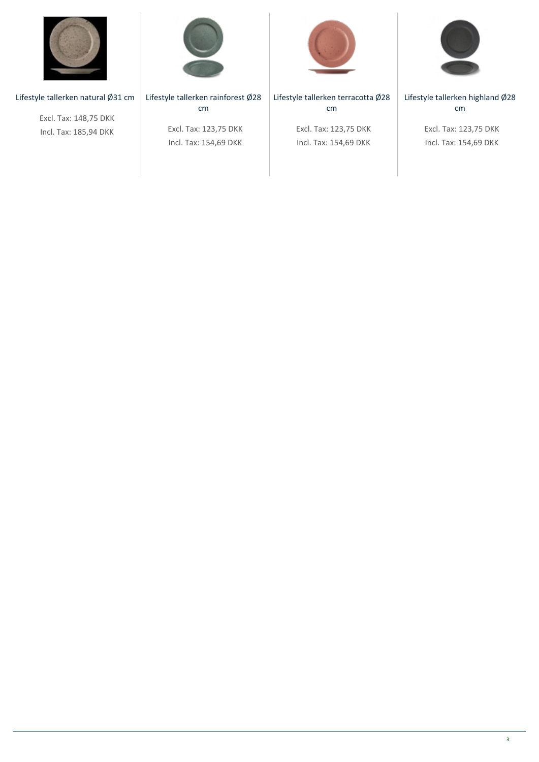Lifestyle tallerken natural Ø31 cm

Excl. Tax: 148,75 DKK

Incl. Tax: 185,94 DKK

Lifestyle tallerken rainforest Ø28 cm

Excl. Tax: 123,75 DKK

Incl. Tax: 154,69 DKK

Lifestyle tallerken terracotta Ø28 cm

Excl. Tax: 123,75 DKK

Incl. Tax: 154,69 DKK

Lifestyle tallerken highland Ø28 cm

Excl. Tax: 123,75 DKK

Incl. Tax: 154,69 DKK